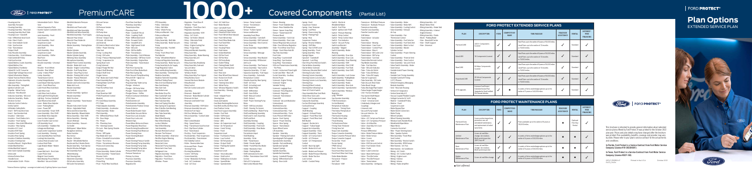# PremiumCARE

# 1000+ Covered Components (Partial List)

- Housing and Jar
- Assembly, Transaxle
- Housing Gear Mtg
- Housing Assy – Strg Gear
- Housing Assembly Heater
- Housing Assembly Rear Axle
- Housing Asy Load Comp
- Hub – Differential Gear Clutch
- Hub – Direct Clutch
- Hub – Intermediate Clutch
- Hub – Low/Reverse
- Hub – Transmission
- Output Shaft
- Hub/Bearing Assembly
- Hub/Bearing Assy Rear
- Hub/Camshaft Pulley
- Hub/Camshaft Pulley
- Hydraulic Control Unit
- Hybrid Battery Pack Assembly
- Hybrid Battery Fan
- Hybrid Battery Fan Motor
- Hybrid DC to DC Converter
- Hybrid Engine Control Module
- Hybrid Transmission Assembly
- Hybrid Traction Battery Relays
- Hydraulic Actuation Assemblies
- Hydraulic Pistons
- Idler Assembly – Timing Belt
- Ignition Cylinder Lock
- Impeller – Water Pump
- Indicator – Mass Bracket
- Inductive Assembly – Oil Level
- Induction Assembly – Drives
- Induction Assembly – Intake Manifold
- Inertia Switch
- Inflatable Safety Belts
- Insert – EGR Pump Valve Seat
- Insert – Seal Heater Inlet
- Insulator – Vibration
- Insulator – Engine Mount
- Insulator – Front Spring
- Insulator – Rear Axle Differential
- Insulator – Rear Shock Absorber
- Insulator – A/C Case
- Insulator RDP Tube
- Insulator Front Spring
- Insulator Rear Spring
- Insulator Steering Pump
- Insulator-Front Suspension
- Insulator-Rear Spring
- Intake Manifold Assembly
- Intake Manifold Runner
- Intake Manifold Support
- Inter Clutch Cylinder Assembly
- Intercooler
- Internal Exhaust Seal
- Handle-Pawl
- Intermediate Shaft (see Note)

(Warranty Note: * Coverage includes only repair of Ford. Nonsalvage operations of seat heat control and tenancy conditions.)

- Intermediate Clutch – Piston
- Seal
- Intermittent Wiper Module
- Inverter System Controller (ISC)
- Bracket
- Joint Assembly – Front Suspension
- Joint Assembly – Rear Suspension Lower
- Joint Assembly – Rear Axle Shaft
- Joint Assembly – Rear Suspension Lower
- Keyless Entry
- Knock Sensor
- Knuckle Assembly – Universal Joint
- Knuckle – Front Wheel
- Knuckle – Rear Wheel
- Lamp – Interior Wiper
- Lamp Assy – Rear Axle
- Transmission Control
- Lamp Outage Module
- Lane Departure System
- Latch – Front Wheel Cover
- Latch-Front Rear Door
- Latch-Rear Seat
- Latch-Rear Seat Cushion
- LCD Light Handling Display
- Lightship Factory Installed
- Level Reservoir-Brake Lift
- Lever – Transmission Brake
- Lever – Parking Brake
- Lever – Power Lift
- Lever – Transmission Shift
- Lever Assembly – Rear Shift
- Lever Assembly – Brake Cam
- Lever Assy – Front Seat
- Lever Asy – Hood Release
- Lever Asy-Inside Door Lever
- Lever Mechanism-Gearshift
- Lever-Steering Column Adjust
- Lift Gate-Front Pump Valve
- Lift Switch
- Liftgate Motor
- Link Assembly – Front
- Stabilizer Bar
- Link Assembly – Front Suspension
- Link Assembly – Rear Suspension
- Locknut Axle Bearing
- Lock Assembly – Steering
- Lock Assembly-Rear Ford Seat
- Lock Assembly-Rear Seat Back
- Lock Assembly – Engine Brake
- Lock Assembly-Blind Spot
- Lock Washer-Steering
- Lock-Hood
- Locker Rule Door – Front
- Luggage Rack Hood Latch
- Magnet Case
- Magnet Case Sensors
- Main Bearing – Front Shaft Seal
- Manifold – Vacuum Crossover

- Manifold Absolute Pressure Sensor
- Manifold Assembly
- Manifold Exhaust
- Manifold Intake Manifold
- Manifold and Tube Assembly
- Manifold Assembly – Intake
- Manifold Assembly Eng
- Mass Air Flow Sensor
- Master Cylinder
- Master Cylinder Reservoir
- Mechanical Pump
- Metal Seal Gasket Adjuster
- Metering Valve
- Mirror Assembly – Parking Brake
- Control
- Module-Cylinder
- Module-Cylinder Assembly
- Module-Spring Sensor
- Motor Assembly – Alternator
- Motor Assembly – Windshield
- Module – Brake Control Modules
- Module – Brake Lock Axle
- Module – Engine Control Cluster
- Module – Exhaust Pump Driver
- Module – Fuel Pump Driver
- Module – Parking Module
- Module – Passive Restraint
- Module – Power Window
- Module and Control Assembly
- Brake and Lock
- Module-Assembly
- Tow Controls
- Module Assembly – Ignition
- Module Assembly
- Multi-Function
- Module Assembly Transmission
- Module Instrument Cluster
- Motor-Adjustable Pedal
- Motor and Control Unit
- Motor Assembly – Blower Motor
- Motor Assembly – Seat Shift
- Motor Assembly – Power Window
- Mount Assembly
- Mount Assembly – Idler Power
- Mount Assembly Transmission
- Mount Bracket Rear
- Multiplexers
- Multispeed – Wiper Motor
- Navigation System
- Nodes Insulator
- Nut Assembly
- Nut – Interior
- Nozzle – Windshield Washer
- Nut-Rod End Steering
- Nut-Steering Sector Lower
- Nut Hub Fixed
- Nut-Lever Bracket
- Nut-Oil Pan Drain Plug
- Nut-Lever Pivot Lever

- Oil Level Sensor
- Oil Pan
- Oil Pressure Sender
- Oil Pump
- Oil Pump Housing
- Oil Cooler – Output Drive
- Oil Seals – All Internal and External
- Oil Seals Oil Main Control Valve
- Oil Pan – Power Steering
- Tube Seal
- Oring – Locking Hub
- O-ring – Oil Cooler
- O-ring – Pressure Warning Switch
- O-ring – Suspension
- O-ring – Fan Cover
- O-ring Terminal
- Output Flange Pan Nut
- Output Shaft Bearing
- Output Shaft Seal
- Output Shaft Sleeve
- Pad – Brake and Clutch Pedal
- Panel Assembly Body
- Parking Brake Clamp Plate
- Parking Pawl
- Pawl-Door Window Seat
- Belt Latch
- Pawl-Dead Latch
- PCM (Powertrain Control Module)
- PCM Controller
- PCM Controller Module
- Pedal Assembly-Accelerator
- Pedal Assembly-Clutch
- Pedal Assembly-Brake
- Pedal Brake-Lever Bracket
- Pin – Differential Pinion Shaft
- Pin – Piston
- Pin – Steering Knuckle
- Pin – Steering Column
- Pin Lock – Rear Spring Shackle
- Pin Plate
- Piston – EBD Parking
- Plate Brake Shift Arch
- Plate Assembly Accumulator
- Piston – Front Servo
- Piston – Servo Lever Brace
- Piston-Low/Reverse Brake
- Piston-Servo
- Pivot Assembly – Brake Cylinder
- Pivot Assembly – Forward Clutch
- Pivot Bracket – Front
- Piston-Front Pivot
- Plunger/Hydraulic Lifter
- Piston-Front Belt
- Plug-Transfer Case Bushing
- Plug-Front Bracket Bracket
- Output Pulley

- Pivot Pivot Seat Back Frame
- Planetary Assembly – Transmission Rear
- Planetary Assembly Reverse
- Plate – Camshaft Thrust
- Plate – Coupling Shaft
- Plate – Differential Cable
- Plate – Forward Clutch
- Plate – Lock Kit
- Plate – Shaft
- Plate – Steering Gear
- Plate – Trans Shaft
- Plate-Camshaft Thrust
- Plate-Clutch Pressure
- Plate-Oil Pump
- Plate-Trans Oil Pump
- Plate – Transmission
- Plate Assembly – Clutch Release
- Plate Assembly – Differential Clutch
- Plate Assembly – Transmission Gear
- Plate Assembly Transmission Oil Pump
- Plate Front Spring Clip
- Plate-Front Wheel Brake Back
- Plate Rear Spring Clip
- Plate-Rear Wheel Bearing
- Plenum Shift Signal Cam
- Plug-Transmission Shift
- Plug Assembly Transfer Case
- Plunger – Interlock
- Plunger – Oil Pump Valve
- Plunger – Transmission Shift
- Plunger Sleeve – Shifter
- Position Instrument Module
- (PCV) Valve
- Powertrain Control Module (PCM)
- Powertrain Control Modules
- Powertrain Shifter Module
- Powertrain Position Sensor
- Power Antenna
- Power Brake Booster
- Power Brake Vacuum Hose
- Power Door Lock Actuator
- Power Door Lock Switch
- Power Door Lock Solenoid
- Power Mirror Motor
- Power Mirror Switch
- Power Running Board Motor
- Power Running Board Switch
- Power Running Board Module
- Power Seat Motor
- Power Steering Pump
- Power Steering Pump Assembly
- Power Steering Gear Assembly
- Power Steering Pump Valve
- Power Steering Fluid Cooler
- Power Window Motor
- Power Window Regulator
- Power Window Switch

- PTO Assembly
- Pulley – Alternator
- Pulley – Belt Idler
- Pulley – Water Pump
- Pulley and Bracket – Fan
- Pulley and Bracket
- Assembly – Fan
- Pulley Assembly – Belt Idler
- Pulley Assembly – Brake Vacuum Pump
- Pulley Assembly – Fan
- Pulley Assembly – Crankshaft
- Pump – Brake Vacuum
- Pump – Engine Oil
- Pump – Windshield Washer
- Pump and Regulator Assembly
- Pump Assembly – Brake Vacuum
- Pump Assembly-Exhaust Supply
- Purge Regulator Valve
- Race and Bushing Assembly
- Rack Assembly – Steering Gear
- Radiator Assembly
- Radiator Hose Inlet Assembly
- Radiator Cap Assembly
- Rail Seal Sliding Door
- Rear Anti-Lock Braking Valve
- Rear Axle Bearing
- Rear Axle Assembly
- Rear Axle Bearing
- Rear Axle Shaft
- Rear Axle Seal
- Rear Brake Drum Cylinder
- Rear Camshaft Seal
- Rear Hub Wheel Bearing
- Rear Main Oil Seal
- Rear Spring Clip Assembly
- Rear Spring Assembly
- Rear Stabilizer Bushing
- Rear Tube Assembly
- Rear Window Defroster
- Rear Wheel Bearing
- Rear Wheel Assembly
- Lock Lock Window
- Receiver-Remote Entry
- Rear Window Defroster Grid
- Rear Window Motor
- Receiver-Dryer Assembly
- Receiver Transmitter
- Receiver Air Conditioning
- Receiver Remote Keyless
- Receiver Power Door Lock
- Receiver Actuator Assembly
- Regulator-Transmission
- Regulator Voltage
- Relay – Radiator Fan
- Relay-Power Window
- Relay Assembly
- Remote Assembly
- Resistor Assembly
- Resistor-Blower Motor
- Regulator-Window

- Regulator – Front Door W
- Window Power
- Regulator-Front Door W
- Power Window Assembly
- Regulator Assembly
- Relay – A/C Clutch
- Relay – Cold Start
- Relay – Windshield Washer
- Relay – Wiper/Washer
- Relay – Engine Cooling Fan
- Relay – Fuel Pump
- Relay – Horn
- Relay – Starter
- Relay – Power Window
- Relay Assembly – Front Window
- Relay Assembly – Power Window
- Relay Module
- Relay Assembly – Blower
- Relay Assembly – Tail Lamp
- Reservoir Assembly – Brake
- Relay Assembly – Fuel Pump
- Relay Assembly
- Relay Assembly – Ignition
- Relay Assembly – A/C Clutch
- Relay-Cooling Fan Module
- Relay Assembly Vacuum Pump
- Retainer – Brake Spring Check
- Retainer – Clutch Pulley Shaft
- Retainer-Front Wheel Hub
- Retainer-Shaft
- Retainer-Transfer Case
- Retaining Ring
- Ring – Piston
- Ring – Transmission
- Ring – Snap
- Ring Gear
- Ring Gear and Pinion
- Ring Gear Assembly
- Ring Gear – Front Differential
- Ring Gear – Rear Differential
- Ring-Piston Oil Control
- Rod – Brake Vacuum
- Rod – Steering Column
- Rod – Front Suspension Control
- Rod – Transmission Shift
- Rod Assembly – Stabilizer
- Rod Assembly – Steering Linkage
- Rod and Link Assembly
- Rod Assembly
- Rod-Steering Link
- Rotor-Assembly
- Rotor – Brake Disc
- Rotor – Distributor
- Rotor Assembly
- Running Board Motor
- Running Board Switch
- Screw – Driveshaft
- Screw – Steering
- Screw and Washer Assembly
- Screw – Windshield Wiper Motor

- Seal – A/C Unit Case
- Seal – Axle Shaft
- Seal – Camshaft Front
- Seal – Crankshaft Rear
- Seal – Crankshaft Front
- Seal – Differential
- Seal – Extension Housing
- Seal – Front Axle Shaft
- Seal – Front Wheel Hub
- Seal – Front Pump
- Seal – Fuel Tank Filler
- Seal – Halfshaft
- Seal – Housing Pinion
- Seal – Hub Grease
- Seal – Intake Manifold
- Seal – Oil Pan Front
- Seal – Oil Pan Rear
- Seal – Oil Pump Body
- Seal – Output Shaft
- Seal – Pinion
- Seal – Power Steering Pump
- Seal – Rear Axle Shaft
- Seal – Rear Main Bearing
- Seal – Rocker Arm Shaft
- Seal – Servo Piston
- Seal – Steering Gear
- Seal – Transfer Case
- Seal – Transmission Pump
- Seal – Valve Cover
- Seal – Valve Stem
- Seal – Water Pump
- Seal – Window Regulator
- Seal – Windshield Wiper
- Seal Assembly – Body
- Seal Assembly – Door
- Seal Assembly
- Seal-Heater Core
- Seal-Oil Filter Adapter
- Seal-Power Steering Pump
- Seal-Transmission
- Seat Back Cushion
- Seat Belt Buckle
- Seat Belt Retractor
- Seat Adjuster Assembly
- Seat Cushion Assembly
- Seat Track Assembly
- Seat Track Motor
- Seat Heater Element

- Sensor – Temp Coolant
- Sensor – Transmission
- Sensor – Transmission
- Sensor – Tire Pressure
- Sensor Assembly – Air Bag
- Sensor – Coolant Temperature
- Sensor – Crankshaft Position
- Sensor Assembly – Oxygen
- Sensor Assembly – ABS Sensor
- Sensor Assembly – Speed
- Sensor Assembly – Wheel Speed
- Sensor Assembly – Fuel Level
- Sensor Assembly – Map
- Sensor Assembly – Park Aid
- Sensor – Crankshaft
- Sensor Assembly – Camshaft
- Sensor Assembly – Knock
- Sensor Assembly – Engine Oil
- Sensor Assembly – Throttle
- Sensor Assembly – Yaw Rate
- Sensor Assembly – Rear Wheel
- Sensor Assembly – Rain
- Sensor Assembly – Front Wheel
- Sensor Assembly – Headlamp
- Sensor Assembly – Hood
- Sensor Assembly – Occupant
- Sensor Assembly – Clutch
- Sensor Assembly – Accelerator
- Sensor Assembly – Seat
- Sensor Assembly – Battery
- Sensor Assembly – Seat Position
- Sensor Assembly – Steering
- Sensor Assembly – Collision
- Sensor Assembly – Vehicle Speed
- Sensor Assembly – Fuel Pressure
- Sensor Assembly – Battery Monitoring
- Sensor Assembly – Window
- Sensor-Speed
- Sensor Assembly – Tire Pressure
- Sensor – Transmission Output
- Sensor Assembly – Oil Level
- Sensor – Turbine Speed
- Shaft – Axle
- Shaft – Input Transmission
- Shaft – Intermediate
- Shaft – Output
- Shaft – Pinion
- Shaft – Steering
- Shaft Assembly
- Shift Solenoid
- Shift Cable
- Shift Fork
- Shift Lever
- Shift Motor
- Shift Valve
- Shifter Assembly
- Shock Absorber
- Solenoid Valve Body
- Spark Plug Wire Harness

- Sensor – Bearing
- Sensor – Power Stabilizer Bar
- Sensor – Oxygen Sensors
- Sensor – Fuel Level
- Sensor – Fuel Pressure
- Sensor – Intake Air Temp
- Sensor – Knock
- Sensor – Throttle Position
- Sensor – Vehicle Speed
- Sensor – Yaw Rate
- Sensor Assembly – Air Bag
- Sensor Assembly – Crash
- Sensor Assembly – Steering Angle
- Sensor Assembly – Seat Belt
- Sensor Assembly – Park Aid
- Sensor Assembly – Pedestrian
- Sensor Assembly – Occupant
- Sensor Assembly – Occupant Classification
- Sensor Assembly – Oil Quality
- Sensor Assembly – Blind Spot
- Sensor Assembly – Lane Departure
- Sensor Assembly – Rain
- Sensor Assembly – Light
- Sensor Assembly – Front Collision
- Sensor Assembly – Rear Collision
- Sensor Assembly – Tire Pressure
- Sensor Assembly – Wheel Speed
- Sensor Assembly – Transmission
- Sensor Assembly – Turbine Speed
- Sensor Assembly – Vehicle Speed
- Sensor Assembly – Yaw Rate
- Sensor Assembly – Accelerometer
- Sensor Assembly – Humidity
- Sensor Assembly – Ambient Temperature
- Sensor Assembly – Cabin Temperature
- Sensor Assembly – Sunload
- Sensor Assembly – Engine Coolant
- Sensor Assembly – Exhaust Gas Temp
- Sensor Assembly – NOx
- Sensor Assembly – Particulate Matter
- Sensor Assembly – Pressure
- Sensor Assembly – Differential Pressure

- Spring – Front
- Suspension Torsion
- Spring – Gear Tension
- Spring – Leaf Rear
- Spring – Governor Lug
- Spring – Parking Pawl
- Spring – Rear
- Suspension Torsion
- Spring – Reverse Inhibitor
- Spring – Shift Valve
- Spring – Tail & Shift Lever
- Spring Assembly – Front
- Spring Assembly – Rear
- Spring Stopper
- Sprocket – Crankshaft
- Sprocket – Jack Shaft
- Stabilizer Bar-Front
- Stabilizer Bar-Rear
- Stabilizer Bar Link
- Starter Motor Assembly
- Starter Motor Solenoid
- Stationary Elevated Idle Control
- Steering Column Assembly
- Steering Column Lock Actuator
- Steering Column Shroud
- Steering Gear Assembly
- Steering Knuckle
- Steering Shaft
- Steering Wheel
- Steering Wheel Controls
- Steering Wheel Heater
- Steering Wheel Position Motor
- Stop Assembly Rear Seat Back
- Strut – Front Suspension
- Strut – Rear Suspension
- Strut Assembly – Front
- Strut Assembly – Rear
- Strut Assembly – Liftgate
- Strut Assembly – Hood
- Subframe Assembly
- Sunroof Motor
- Sunroof Motor Assembly
- Sunroof Switch
- Suspension Control Module
- Suspension Height Sensor
- Suspension Air Spring
- Suspension Compressor
- Sway Bar Link
- Switch – Brake Light
- Switch – Clutch Pedal
- Switch – Door Ajar
- Switch – Fuel Inertia
- Switch – Headlamp
- Switch – Hazard Warning
- Switch – Ignition
- Switch – Multifunction
- Switch – Power Mirror
- Switch – Power Seat
- Switch – Power Window
- Switch – Reverse Lamp
- Switch – Steering Wheel Control
- Switch – Turn Signal

- Switch – Electrical
- Windshield Wiper
- Switch – Fuel Filler
- Switch – Ignition Anti-Theft
- Switch – Overdrive Cancel
- Switch – Park Neutral
- Switch – Power Steering Pressure
- Switch – Seat Heater
- Switch – Stop Lamp
- Switch – Traction Control
- Switch – Window Lockout
- Switch – Wiper Washer
- Switch Assembly – Brake
- Switch Assembly – Door Ajar
- Switch Assembly – Door Lock
- Switch Assembly – Door Mirror
- Switch Assembly – Headlamp
- Switch Assembly – Heated Seat
- Switch Assembly – Hazard
- Switch Assembly – Ignition
- Switch Assembly – Liftgate
- Switch Assembly – Neutral Safety
- Switch Assembly – Oil Pressure
- Switch Assembly – Parking Brake
- Switch Assembly – Power Mirror
- Switch Assembly – Power Seat
- Switch Assembly – Power Window
- Switch Assembly – Reverse
- Switch Assembly – Seat
- Switch Assembly – Steering Wheel
- Switch Assembly – Stop Lamp
- Switch Assembly – Traction Control
- Switch Assembly – Trailer Brake
- Switch Assembly – Turn Signal
- Switch Assembly – Window
- Switch Assembly – Wiper
- Tachometer
- Tailgate Lock Assembly
- Tailgate Motor
- Tailgate Release Switch
- Tank – Fuel
- Tank Assembly – Fuel
- Tank – Washer Fluid
- Tensioner – Drive Belt
- Tensioner – Timing Belt
- Tensioner – Timing Chain
- Thermostat
- Thermostat Housing
- Throttle Body Assembly
- Throttle Body Motor
- Throttle Position Sensor
- Tie Rod – Inner
- Tie Rod – Outer
- Tie Rod End
- Timing Belt
- Timing Chain
- Timing Chain Guide
- Timing Chain Tensioner

- Transaxle – Shift Rod Assembly
- Transaxle Assembly
- Transfer Case Assembly
- Transfer Case Motor
- Transfer Case Shift Motor
- Transmission Assembly
- Transmission Case
- Transmission Control Module
- Transmission Cooler
- Transmission Cooler Lines
- Transmission Fluid Pump
- Transmission Housing
- Transmission Oil Pump
- Transmission Range Sensor
- Transmission Shift Cable
- Transmission Shift Lever
- Transmission Shift Solenoid
- Transmission Speed Sensor
- Transmission Torque Converter
- Transmission Valve Body
- Tube – Brake Line
- Tube – Fuel Line
- Tube – Oil Cooler
- Tube – Power Steering
- Tube – Transmission Cooler
- Tube Assembly – A/C
- Tube Assembly – Brake
- Tube Assembly – Fuel
- Tube Assembly – Oil Cooler
- Tube Assembly – Power Steering
- Turbocharger
- Turbocharger Assembly
- Turbocharger Actuator
- Turbocharger Wastegate
- Turn Signal Switch
- Turn Signal Lamp
- Universal Joint
- Universal Joint Assembly
- Upper Control Arm
- Vacuum Pump
- Vacuum Pump Assembly
- Vacuum Reservoir
- Vacuum Solenoid
- Valve – A/C Expansion
- Valve – A/C Compressor Control
- Valve – Check
- Valve – EGR
- Valve – Idle Air Control
- Valve – Intake
- Valve – Exhaust
- Valve – PCV
- Valve – Pressure Relief
- Valve – Purge
- Valve – Thermostatic
- Valve Assembly – A/C
- Valve Assembly – Brake
- Valve Assembly – EGR
- Valve Assembly – Fuel
- Valve Assembly – Transmission

- Valve Assembly – Water
- Valve Body – Transmission
- Valve Cover
- Valve Lifter
- Valve Spring
- Valve Stem Seal
- Vane – Water Pump
- Vapor Canister
- Variable Cam Timing Solenoid
- Vehicle Speed Sensor
- Voltage Regulator
- Washer – Thrust
- Washer Pump
- Water Pump
- Water Pump Assembly
- Water Pump Pulley
- Wheel Bearing
- Wheel Cylinder
- Wheel Hub
- Wheel Hub Assembly
- Wheel Speed Sensor
- Window Motor
- Window Regulator
- Window Switch
- Windshield Washer Pump
- Windshield Wiper Motor
- Wiper Arm
- Wiper Linkage
- Wiper Motor
- Wiper Switch
- Wiring Harness
- Yaw Rate Sensor

Ford Protect

# Plan Options

EXTENDED SERVICE PLAN

## FORD PROTECT EXTENDED SERVICE PLANS

| PLAN | DEDUCTIBLE | COMPETITIVE WARE | TIME/MILEAGE | ROADSIDE ASSISTANCE | RENTAL | INTEREST FREE FINANCING |
|---|---|---|---|---|---|---|
| PremiumCARE | 1000+ Components Covered | ● | Plans up to the earlier of 8 years or 150,000 miles; Plans up to the earlier of 10 years or 75,000 miles | Standard | Standard | ● |
| ExtraCARE | 113 Components Covered | ● | Plans up to the earlier of 8 years or 150,000 miles; Plans up to the earlier of 10 years or 75,000 miles | Standard | Standard | ● |
| BaseCARE | 84 Major Components | ● | Plans up to the earlier of 8 years or 150,000 miles; Plans up to the earlier of 10 years or 75,000 miles | Standard | Standard | ● |
| PowertrainCARE | 29 Vital Components | ● | Plans up to the earlier of 8 years or 150,000 miles; Plans up to the earlier of 10 years or 75,000 miles | Standard | Standard | ● |
| EFD Upgrades | Extended Ford Diesel Extended Service Plan Upgrades for Ford Certified Pre-Owned Vehicles | ■ | A variety of time and mileage options up to the earlier of 8 years or 140,000 miles | ■ | ■ | ● |

## FORD PROTECT MAINTENANCE PLANS

| PLAN | FORD PROTECT | COMPETITIVE WARE | TIME/MILEAGE | ROADSIDE ASSISTANCE | RENTAL | INTEREST FREE FINANCING |
|---|---|---|---|---|---|---|
| Premium Maintenance Plan | Covers routine inspections, preventive care, all scheduled maintenance and replacement of worn items | ● | Plans available up to the earlier of 8 years or 150,000 miles | ■ | Optional First Day Service | ● |
| Extended Maintenance Plan | Covers oil and filter changes, tire rotations, multi-point inspections & DEF top-off | ● | A variety of time and mileage options up to the earlier of 8 years or 150,000 miles | | | ● |
| Basic Maintenance Plan | Covers oil and filter changes, tire rotations and multi-point inspections | ● | A variety of time and mileage options up to the earlier of 8 years or 150,000 miles | | | ● |
| Oil Change Maintenance Plan | Covers oil and filter change | ● | A variety of time and mileage options up to the earlier of 8 years or 150,000 miles | | | ● |

■ Not offered

This brochure is intended to provide general information about extended service plans offered by Ford Protect. It was printed in October 2022 plan year. Plans and plan details may have changed after the brochure was printed. Plan availability, benefits, coverage, and provider may vary by state. Please refer to your plan's service contract for the actual terms and conditions.

In Florida, Ford Protect is a Service Contract from Ford Motor Service Company (License #19-3003640811).

In Texas, Ford Protect is a Service Contract from Ford Motor Service Company (License #SCP-140).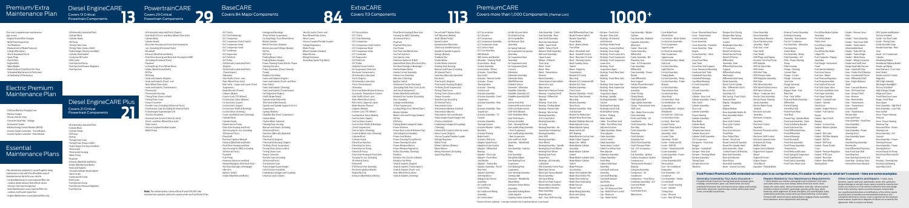# Premium/Extra Maintenance Plan

Covers 13 Critical Powertrain Components **13**

Our most comprehensive maintenance plan covers:

- Engine Oil and Filter Changes
- Multi-Point Inspections
- Tire Rotations
- Replacement of Brake Pads and Linings (Wheel Ends)
- Engine Air Filter
- Cabin Air Filter
- Shock Absorbers/Struts
- Spark Plugs
- Clutch Disc
- Engine Belts
- Wiper Blades/Inserts
- Diesel Exhaust Fluid (DEF) at the Time of Scheduled Maintenance Performed at Dealership (if Necessary)

## Electric Premium Maintenance Plan

- Cabin Air Filter
- Charging Cord
- Battery Coolant
- Brake Fluid
- Tire Rotations
- Wiper Blades/Inserts

## Essential Maintenance Plans

Plans that cover only the essential maintenance items at Ford-recommended intervals.

# Diesel EngineCARE Plus

Covers 13 Critical Powertrain Components **13**

- All Internally Lubricated Parts
- Cylinder Block
- Cylinder Heads
- Oil Pan
- Oil Pump
- Timing Chain Cover
- Timing Chain (Sleeve & Belt)
- Turbocharger/Turbo Seals/Housing
- Fuel Injectors
- High Pressure Fuel Pump
- Flywheel
- Exhaust Manifolds
- Valve Covers

# Diesel EngineCARE Plus

Covers 21 Critical Powertrain Components **21**

- All Internally Lubricated Parts
- Cylinder Block
- Cylinder Heads
- Oil Pan
- Oil Pump
- Timing Chain Cover
- Timing Chain (Sleeve & Belt)
- Turbocharger/Turbo Seals/Housing
- Fuel Injectors
- Water Pump
- Flywheel
- Exhaust Manifolds
- Valve Covers
- Intake Manifold
- Oil Cooler
- Fuel Injection Pump
- Fuel Injector Pressure Regulator
- Fuel Injectors

# PowertrainCARE

Covers 29 Critical Powertrain Components **29**

# BaseCARE

Covers 84 Major Components **84**

# ExtraCARE

Covers 113 Components **113**

# PremiumCARE

Covers more than 1,000 Components (Partial List) **1000+**

## Ford Protect PremiumCARE extended service plan is so comprehensive, it's easier to refer you to what isn't covered – here are some examples:

### Generally Covered by Your Auto Insurance

### Repairs Related to Your Maintenance Requirements

### Other Components and Repairs